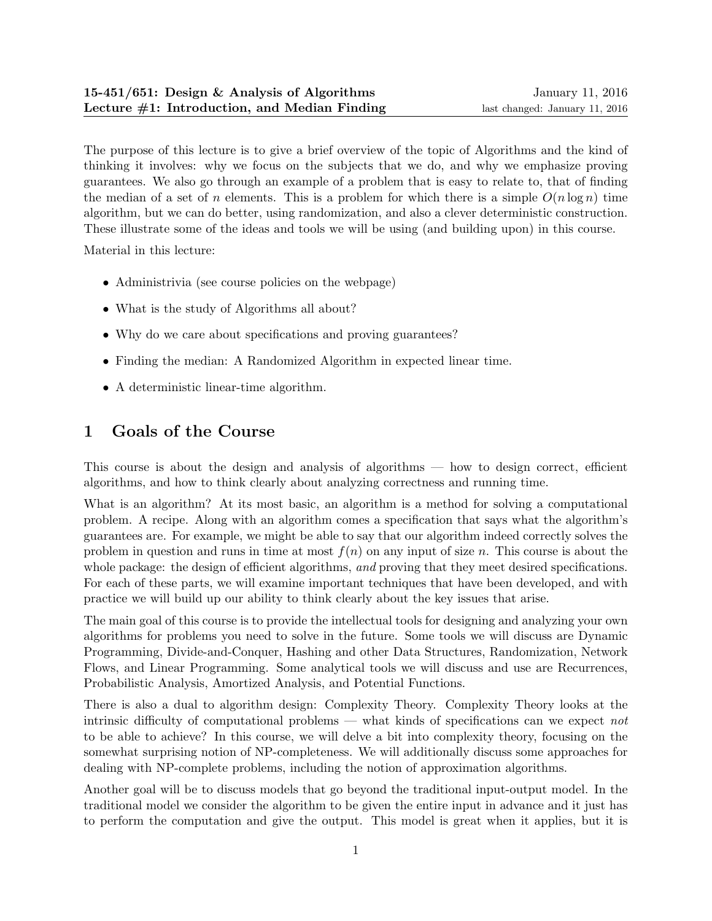**15-451/651: Design & Analysis of Algorithms** January 11, 2016
**Lecture #1: Introduction, and Median Finding** last changed: January 11, 2016

The purpose of this lecture is to give a brief overview of the topic of Algorithms and the kind of thinking it involves: why we focus on the subjects that we do, and why we emphasize proving guarantees. We also go through an example of a problem that is easy to relate to, that of finding the median of a set of $n$ elements. This is a problem for which there is a simple $O(n \log n)$ time algorithm, but we can do better, using randomization, and also a clever deterministic construction. These illustrate some of the ideas and tools we will be using (and building upon) in this course.

Material in this lecture:

- Administrivia (see course policies on the webpage)
- What is the study of Algorithms all about?
- Why do we care about specifications and proving guarantees?
- Finding the median: A Randomized Algorithm in expected linear time.
- A deterministic linear-time algorithm.

## 1 Goals of the Course

This course is about the design and analysis of algorithms — how to design correct, efficient algorithms, and how to think clearly about analyzing correctness and running time.

What is an algorithm? At its most basic, an algorithm is a method for solving a computational problem. A recipe. Along with an algorithm comes a specification that says what the algorithm's guarantees are. For example, we might be able to say that our algorithm indeed correctly solves the problem in question and runs in time at most $f(n)$ on any input of size $n$. This course is about the whole package: the design of efficient algorithms, *and* proving that they meet desired specifications. For each of these parts, we will examine important techniques that have been developed, and with practice we will build up our ability to think clearly about the key issues that arise.

The main goal of this course is to provide the intellectual tools for designing and analyzing your own algorithms for problems you need to solve in the future. Some tools we will discuss are Dynamic Programming, Divide-and-Conquer, Hashing and other Data Structures, Randomization, Network Flows, and Linear Programming. Some analytical tools we will discuss and use are Recurrences, Probabilistic Analysis, Amortized Analysis, and Potential Functions.

There is also a dual to algorithm design: Complexity Theory. Complexity Theory looks at the intrinsic difficulty of computational problems — what kinds of specifications can we expect *not* to be able to achieve? In this course, we will delve a bit into complexity theory, focusing on the somewhat surprising notion of NP-completeness. We will additionally discuss some approaches for dealing with NP-complete problems, including the notion of approximation algorithms.

Another goal will be to discuss models that go beyond the traditional input-output model. In the traditional model we consider the algorithm to be given the entire input in advance and it just has to perform the computation and give the output. This model is great when it applies, but it is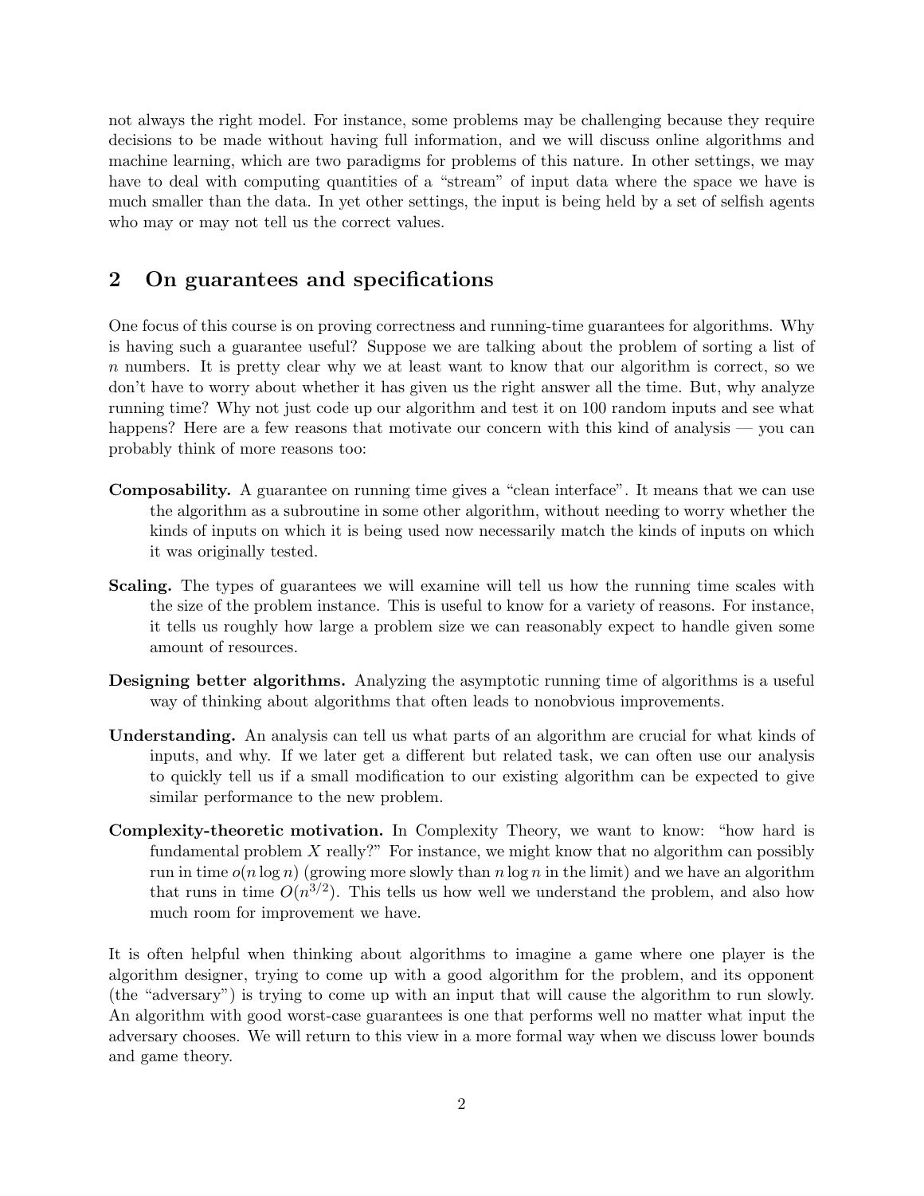not always the right model. For instance, some problems may be challenging because they require decisions to be made without having full information, and we will discuss online algorithms and machine learning, which are two paradigms for problems of this nature. In other settings, we may have to deal with computing quantities of a "stream" of input data where the space we have is much smaller than the data. In yet other settings, the input is being held by a set of selfish agents who may or may not tell us the correct values.

## 2 On guarantees and specifications

One focus of this course is on proving correctness and running-time guarantees for algorithms. Why is having such a guarantee useful? Suppose we are talking about the problem of sorting a list of $n$ numbers. It is pretty clear why we at least want to know that our algorithm is correct, so we don't have to worry about whether it has given us the right answer all the time. But, why analyze running time? Why not just code up our algorithm and test it on 100 random inputs and see what happens? Here are a few reasons that motivate our concern with this kind of analysis — you can probably think of more reasons too:

**Composability.** A guarantee on running time gives a "clean interface". It means that we can use the algorithm as a subroutine in some other algorithm, without needing to worry whether the kinds of inputs on which it is being used now necessarily match the kinds of inputs on which it was originally tested.

**Scaling.** The types of guarantees we will examine will tell us how the running time scales with the size of the problem instance. This is useful to know for a variety of reasons. For instance, it tells us roughly how large a problem size we can reasonably expect to handle given some amount of resources.

**Designing better algorithms.** Analyzing the asymptotic running time of algorithms is a useful way of thinking about algorithms that often leads to nonobvious improvements.

**Understanding.** An analysis can tell us what parts of an algorithm are crucial for what kinds of inputs, and why. If we later get a different but related task, we can often use our analysis to quickly tell us if a small modification to our existing algorithm can be expected to give similar performance to the new problem.

**Complexity-theoretic motivation.** In Complexity Theory, we want to know: "how hard is fundamental problem $X$ really?" For instance, we might know that no algorithm can possibly run in time $o(n \log n)$ (growing more slowly than $n \log n$ in the limit) and we have an algorithm that runs in time $O(n^{3/2})$. This tells us how well we understand the problem, and also how much room for improvement we have.

It is often helpful when thinking about algorithms to imagine a game where one player is the algorithm designer, trying to come up with a good algorithm for the problem, and its opponent (the "adversary") is trying to come up with an input that will cause the algorithm to run slowly. An algorithm with good worst-case guarantees is one that performs well no matter what input the adversary chooses. We will return to this view in a more formal way when we discuss lower bounds and game theory.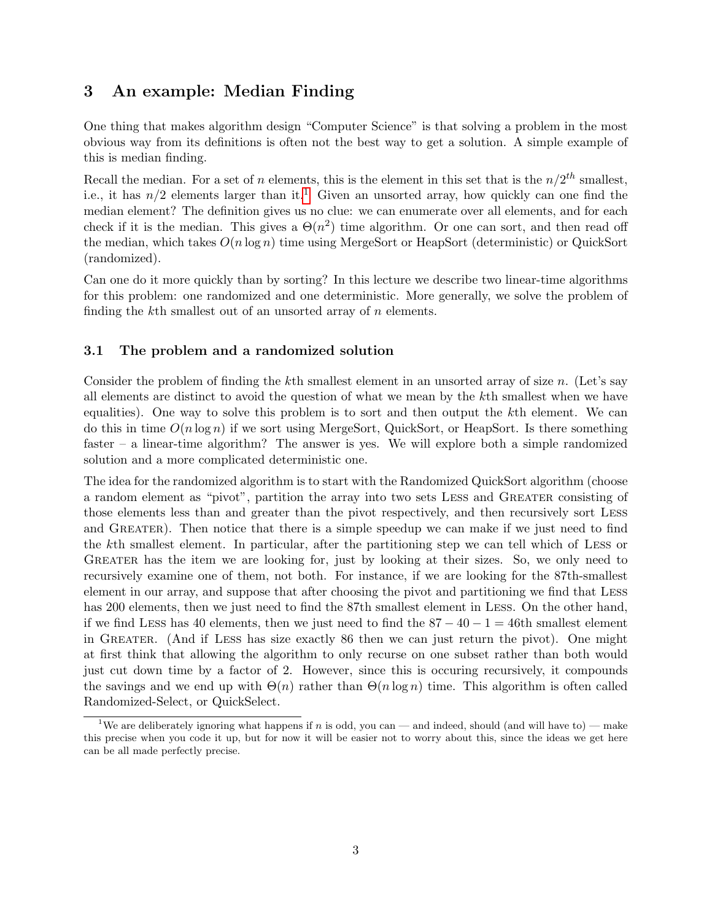## 3 An example: Median Finding

One thing that makes algorithm design "Computer Science" is that solving a problem in the most obvious way from its definitions is often not the best way to get a solution. A simple example of this is median finding.

Recall the median. For a set of $n$ elements, this is the element in this set that is the $n/2^{th}$ smallest, i.e., it has $n/2$ elements larger than it.[1] Given an unsorted array, how quickly can one find the median element? The definition gives us no clue: we can enumerate over all elements, and for each check if it is the median. This gives a $\Theta(n^2)$ time algorithm. Or one can sort, and then read off the median, which takes $O(n \log n)$ time using MergeSort or HeapSort (deterministic) or QuickSort (randomized).

Can one do it more quickly than by sorting? In this lecture we describe two linear-time algorithms for this problem: one randomized and one deterministic. More generally, we solve the problem of finding the $k$th smallest out of an unsorted array of $n$ elements.

### 3.1 The problem and a randomized solution

Consider the problem of finding the $k$th smallest element in an unsorted array of size $n$. (Let's say all elements are distinct to avoid the question of what we mean by the $k$th smallest when we have equalities). One way to solve this problem is to sort and then output the $k$th element. We can do this in time $O(n \log n)$ if we sort using MergeSort, QuickSort, or HeapSort. Is there something faster – a linear-time algorithm? The answer is yes. We will explore both a simple randomized solution and a more complicated deterministic one.

The idea for the randomized algorithm is to start with the Randomized QuickSort algorithm (choose a random element as "pivot", partition the array into two sets LESS and GREATER consisting of those elements less than and greater than the pivot respectively, and then recursively sort LESS and GREATER). Then notice that there is a simple speedup we can make if we just need to find the $k$th smallest element. In particular, after the partitioning step we can tell which of LESS or GREATER has the item we are looking for, just by looking at their sizes. So, we only need to recursively examine one of them, not both. For instance, if we are looking for the 87th-smallest element in our array, and suppose that after choosing the pivot and partitioning we find that LESS has 200 elements, then we just need to find the 87th smallest element in LESS. On the other hand, if we find LESS has 40 elements, then we just need to find the $87 - 40 - 1 = 46$th smallest element in GREATER. (And if LESS has size exactly 86 then we can just return the pivot). One might at first think that allowing the algorithm to only recurse on one subset rather than both would just cut down time by a factor of 2. However, since this is occuring recursively, it compounds the savings and we end up with $\Theta(n)$ rather than $\Theta(n \log n)$ time. This algorithm is often called Randomized-Select, or QuickSelect.

[1] We are deliberately ignoring what happens if $n$ is odd, you can — and indeed, should (and will have to) — make this precise when you code it up, but for now it will be easier not to worry about this, since the ideas we get here can be all made perfectly precise.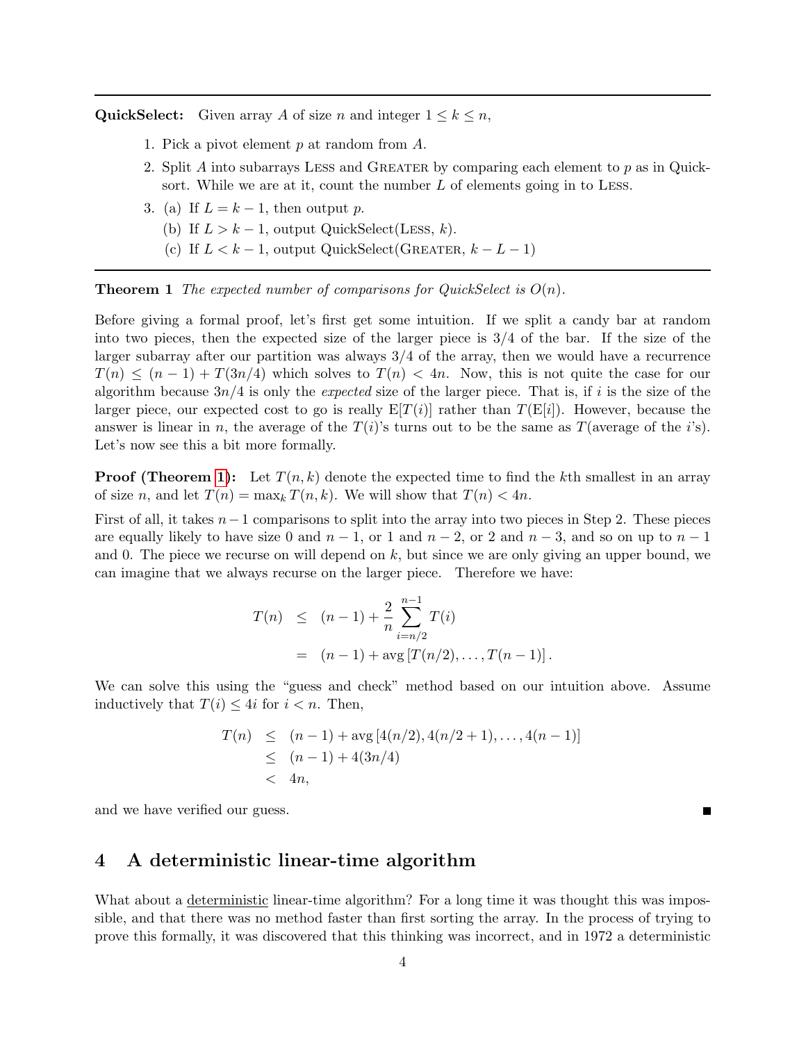**QuickSelect:** Given array $A$ of size $n$ and integer $1 \leq k \leq n$,

1. Pick a pivot element $p$ at random from $A$.
2. Split $A$ into subarrays LESS and GREATER by comparing each element to $p$ as in Quicksort. While we are at it, count the number $L$ of elements going in to LESS.
3. (a) If $L = k - 1$, then output $p$.

   (b) If $L > k - 1$, output QuickSelect(LESS, $k$).

   (c) If $L < k - 1$, output QuickSelect(GREATER, $k - L - 1$)

**Theorem 1** *The expected number of comparisons for QuickSelect is $O(n)$.*

Before giving a formal proof, let's first get some intuition. If we split a candy bar at random into two pieces, then the expected size of the larger piece is 3/4 of the bar. If the size of the larger subarray after our partition was always 3/4 of the array, then we would have a recurrence $T(n) \leq (n-1) + T(3n/4)$ which solves to $T(n) < 4n$. Now, this is not quite the case for our algorithm because $3n/4$ is only the *expected* size of the larger piece. That is, if $i$ is the size of the larger piece, our expected cost to go is really $\mathrm{E}[T(i)]$ rather than $T(\mathrm{E}[i])$. However, because the answer is linear in $n$, the average of the $T(i)$'s turns out to be the same as $T$(average of the $i$'s). Let's now see this a bit more formally.

**Proof (Theorem 1):** Let $T(n,k)$ denote the expected time to find the $k$th smallest in an array of size $n$, and let $T(n) = \max_k T(n,k)$. We will show that $T(n) < 4n$.

First of all, it takes $n-1$ comparisons to split into the array into two pieces in Step 2. These pieces are equally likely to have size 0 and $n-1$, or 1 and $n-2$, or 2 and $n-3$, and so on up to $n-1$ and 0. The piece we recurse on will depend on $k$, but since we are only giving an upper bound, we can imagine that we always recurse on the larger piece. Therefore we have:

$$
\begin{aligned}
T(n) &\leq (n-1) + \frac{2}{n}\sum_{i=n/2}^{n-1} T(i) \\
&= (n-1) + \operatorname{avg}\left[T(n/2), \ldots, T(n-1)\right].
\end{aligned}
$$

We can solve this using the "guess and check" method based on our intuition above. Assume inductively that $T(i) \leq 4i$ for $i < n$. Then,

$$
\begin{aligned}
T(n) &\leq (n-1) + \operatorname{avg}\left[4(n/2), 4(n/2+1), \ldots, 4(n-1)\right] \\
&\leq (n-1) + 4(3n/4) \\
&< 4n,
\end{aligned}
$$

and we have verified our guess. ∎

## 4 A deterministic linear-time algorithm

What about a deterministic linear-time algorithm? For a long time it was thought this was impossible, and that there was no method faster than first sorting the array. In the process of trying to prove this formally, it was discovered that this thinking was incorrect, and in 1972 a deterministic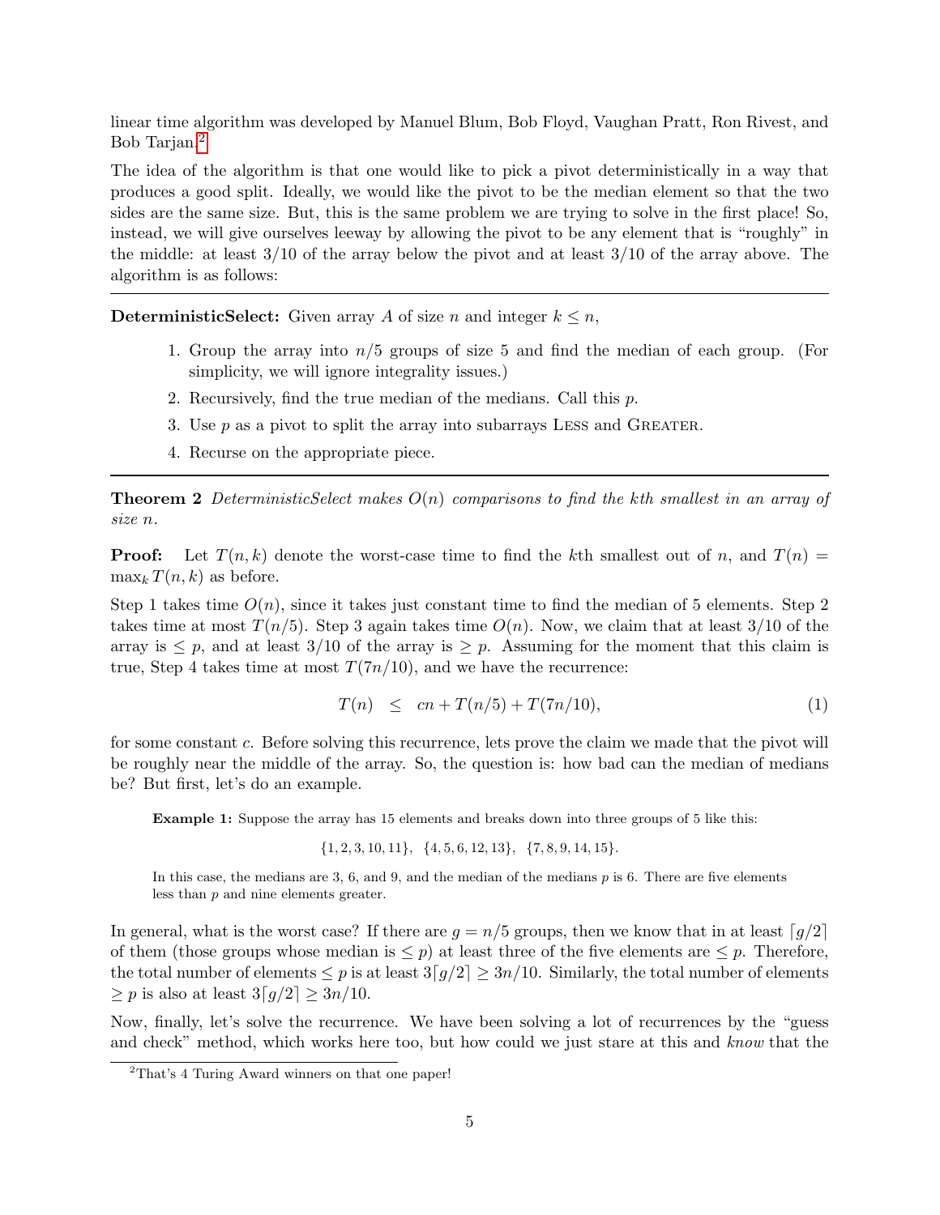linear time algorithm was developed by Manuel Blum, Bob Floyd, Vaughan Pratt, Ron Rivest, and Bob Tarjan.[2]

The idea of the algorithm is that one would like to pick a pivot deterministically in a way that produces a good split. Ideally, we would like the pivot to be the median element so that the two sides are the same size. But, this is the same problem we are trying to solve in the first place! So, instead, we will give ourselves leeway by allowing the pivot to be any element that is "roughly" in the middle: at least 3/10 of the array below the pivot and at least 3/10 of the array above. The algorithm is as follows:

---

**DeterministicSelect:** Given array $A$ of size $n$ and integer $k \leq n$,

1. Group the array into $n/5$ groups of size 5 and find the median of each group. (For simplicity, we will ignore integrality issues.)
2. Recursively, find the true median of the medians. Call this $p$.
3. Use $p$ as a pivot to split the array into subarrays LESS and GREATER.
4. Recurse on the appropriate piece.

---

**Theorem 2** *DeterministicSelect makes $O(n)$ comparisons to find the kth smallest in an array of size $n$.*

**Proof:** Let $T(n, k)$ denote the worst-case time to find the $k$th smallest out of $n$, and $T(n) = \max_k T(n, k)$ as before.

Step 1 takes time $O(n)$, since it takes just constant time to find the median of 5 elements. Step 2 takes time at most $T(n/5)$. Step 3 again takes time $O(n)$. Now, we claim that at least 3/10 of the array is $\leq p$, and at least 3/10 of the array is $\geq p$. Assuming for the moment that this claim is true, Step 4 takes time at most $T(7n/10)$, and we have the recurrence:

$$T(n) \leq cn + T(n/5) + T(7n/10), \tag{1}$$

for some constant $c$. Before solving this recurrence, lets prove the claim we made that the pivot will be roughly near the middle of the array. So, the question is: how bad can the median of medians be? But first, let's do an example.

**Example 1:** Suppose the array has 15 elements and breaks down into three groups of 5 like this:

$$\{1, 2, 3, 10, 11\}, \quad \{4, 5, 6, 12, 13\}, \quad \{7, 8, 9, 14, 15\}.$$

In this case, the medians are 3, 6, and 9, and the median of the medians $p$ is 6. There are five elements less than $p$ and nine elements greater.

In general, what is the worst case? If there are $g = n/5$ groups, then we know that in at least $\lceil g/2 \rceil$ of them (those groups whose median is $\leq p$) at least three of the five elements are $\leq p$. Therefore, the total number of elements $\leq p$ is at least $3\lceil g/2 \rceil \geq 3n/10$. Similarly, the total number of elements $\geq p$ is also at least $3\lceil g/2 \rceil \geq 3n/10$.

Now, finally, let's solve the recurrence. We have been solving a lot of recurrences by the "guess and check" method, which works here too, but how could we just stare at this and *know* that the

[2] That's 4 Turing Award winners on that one paper!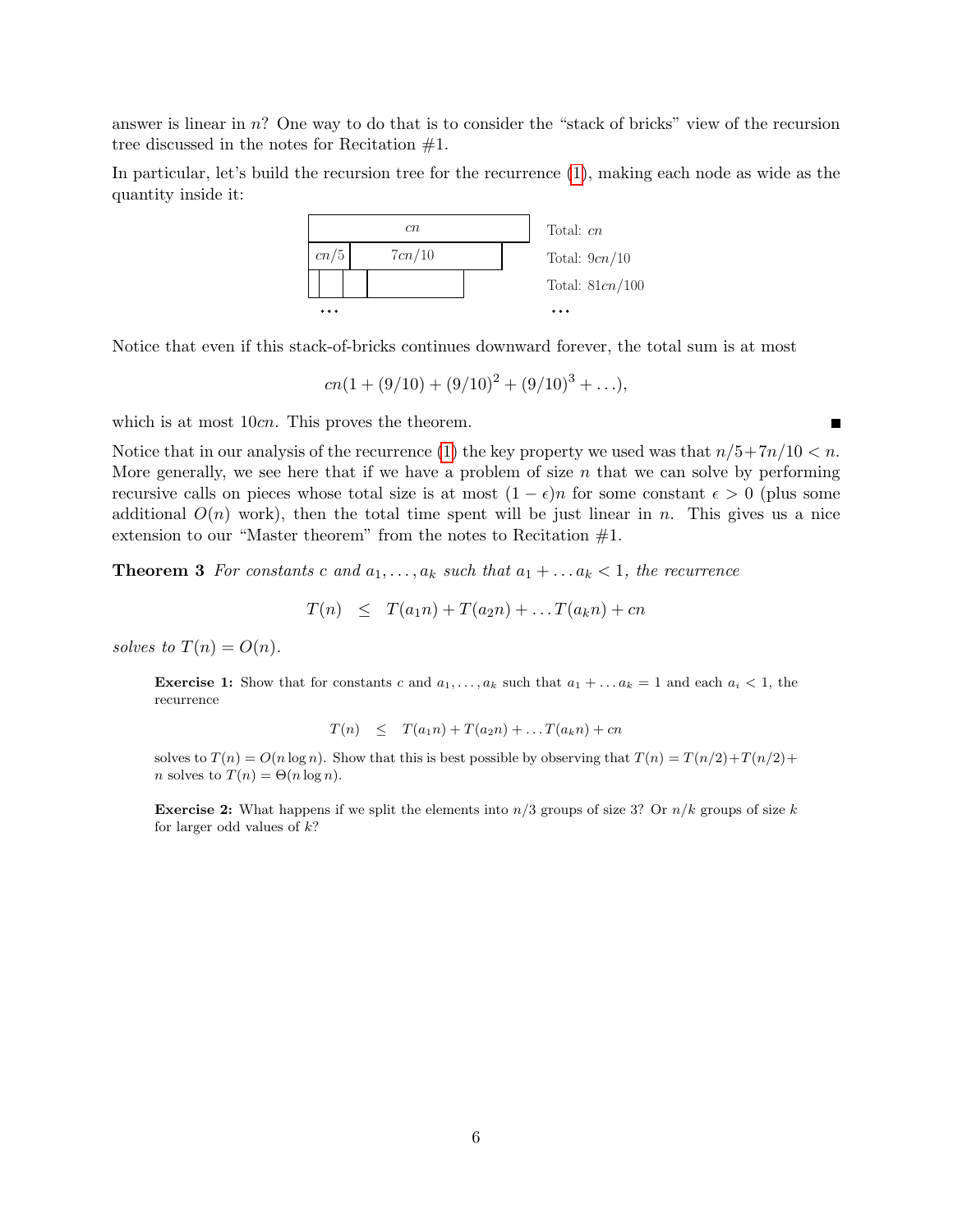answer is linear in $n$? One way to do that is to consider the "stack of bricks" view of the recursion tree discussed in the notes for Recitation #1.

In particular, let's build the recursion tree for the recurrence (1), making each node as wide as the quantity inside it:

$cn$ — Total: $cn$

$cn/5$ $7cn/10$ — Total: $9cn/10$

Total: $81cn/100$

$\cdots$ $\cdots$

Notice that even if this stack-of-bricks continues downward forever, the total sum is at most

$$cn(1 + (9/10) + (9/10)^2 + (9/10)^3 + \ldots),$$

which is at most $10cn$. This proves the theorem. ∎

Notice that in our analysis of the recurrence (1) the key property we used was that $n/5 + 7n/10 < n$. More generally, we see here that if we have a problem of size $n$ that we can solve by performing recursive calls on pieces whose total size is at most $(1 - \epsilon)n$ for some constant $\epsilon > 0$ (plus some additional $O(n)$ work), then the total time spent will be just linear in $n$. This gives us a nice extension to our "Master theorem" from the notes to Recitation #1.

**Theorem 3** *For constants $c$ and $a_1, \ldots, a_k$ such that $a_1 + \ldots a_k < 1$, the recurrence*

$$T(n) \leq T(a_1 n) + T(a_2 n) + \ldots T(a_k n) + cn$$

*solves to $T(n) = O(n)$.*

> **Exercise 1:** Show that for constants $c$ and $a_1, \ldots, a_k$ such that $a_1 + \ldots a_k = 1$ and each $a_i < 1$, the recurrence
>
> $$T(n) \leq T(a_1 n) + T(a_2 n) + \ldots T(a_k n) + cn$$
>
> solves to $T(n) = O(n \log n)$. Show that this is best possible by observing that $T(n) = T(n/2) + T(n/2) + n$ solves to $T(n) = \Theta(n \log n)$.

> **Exercise 2:** What happens if we split the elements into $n/3$ groups of size 3? Or $n/k$ groups of size $k$ for larger odd values of $k$?